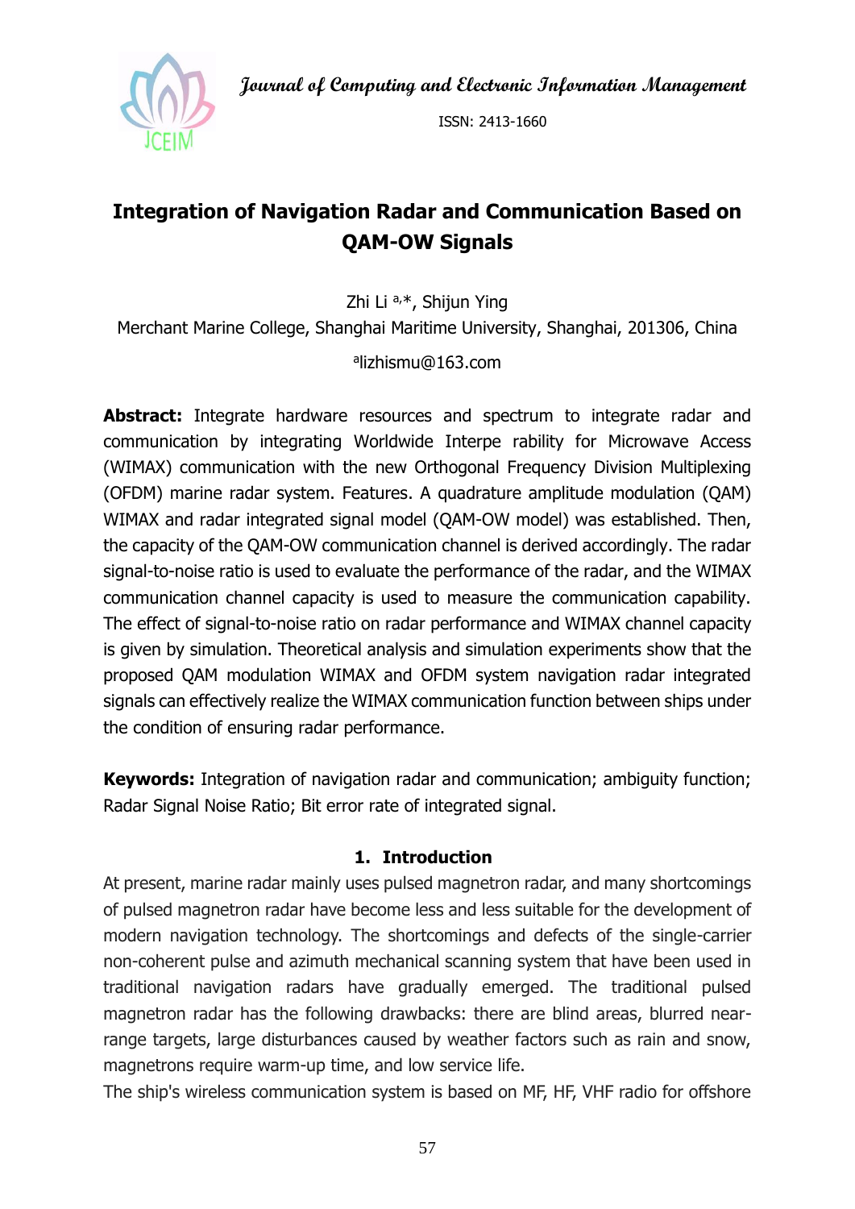# Integration of Navigation Radar and Communication Based on QAM-OW Signals

Zhi Li [a,*], Shijun Ying

Merchant Marine College, Shanghai Maritime University, Shanghai, 201306, China

[a]lizhismu@163.com

**Abstract:** Integrate hardware resources and spectrum to integrate radar and communication by integrating Worldwide Interpe rability for Microwave Access (WIMAX) communication with the new Orthogonal Frequency Division Multiplexing (OFDM) marine radar system. Features. A quadrature amplitude modulation (QAM) WIMAX and radar integrated signal model (QAM-OW model) was established. Then, the capacity of the QAM-OW communication channel is derived accordingly. The radar signal-to-noise ratio is used to evaluate the performance of the radar, and the WIMAX communication channel capacity is used to measure the communication capability. The effect of signal-to-noise ratio on radar performance and WIMAX channel capacity is given by simulation. Theoretical analysis and simulation experiments show that the proposed QAM modulation WIMAX and OFDM system navigation radar integrated signals can effectively realize the WIMAX communication function between ships under the condition of ensuring radar performance.

**Keywords:** Integration of navigation radar and communication; ambiguity function; Radar Signal Noise Ratio; Bit error rate of integrated signal.

## 1. Introduction

At present, marine radar mainly uses pulsed magnetron radar, and many shortcomings of pulsed magnetron radar have become less and less suitable for the development of modern navigation technology. The shortcomings and defects of the single-carrier non-coherent pulse and azimuth mechanical scanning system that have been used in traditional navigation radars have gradually emerged. The traditional pulsed magnetron radar has the following drawbacks: there are blind areas, blurred near-range targets, large disturbances caused by weather factors such as rain and snow, magnetrons require warm-up time, and low service life.

The ship's wireless communication system is based on MF, HF, VHF radio for offshore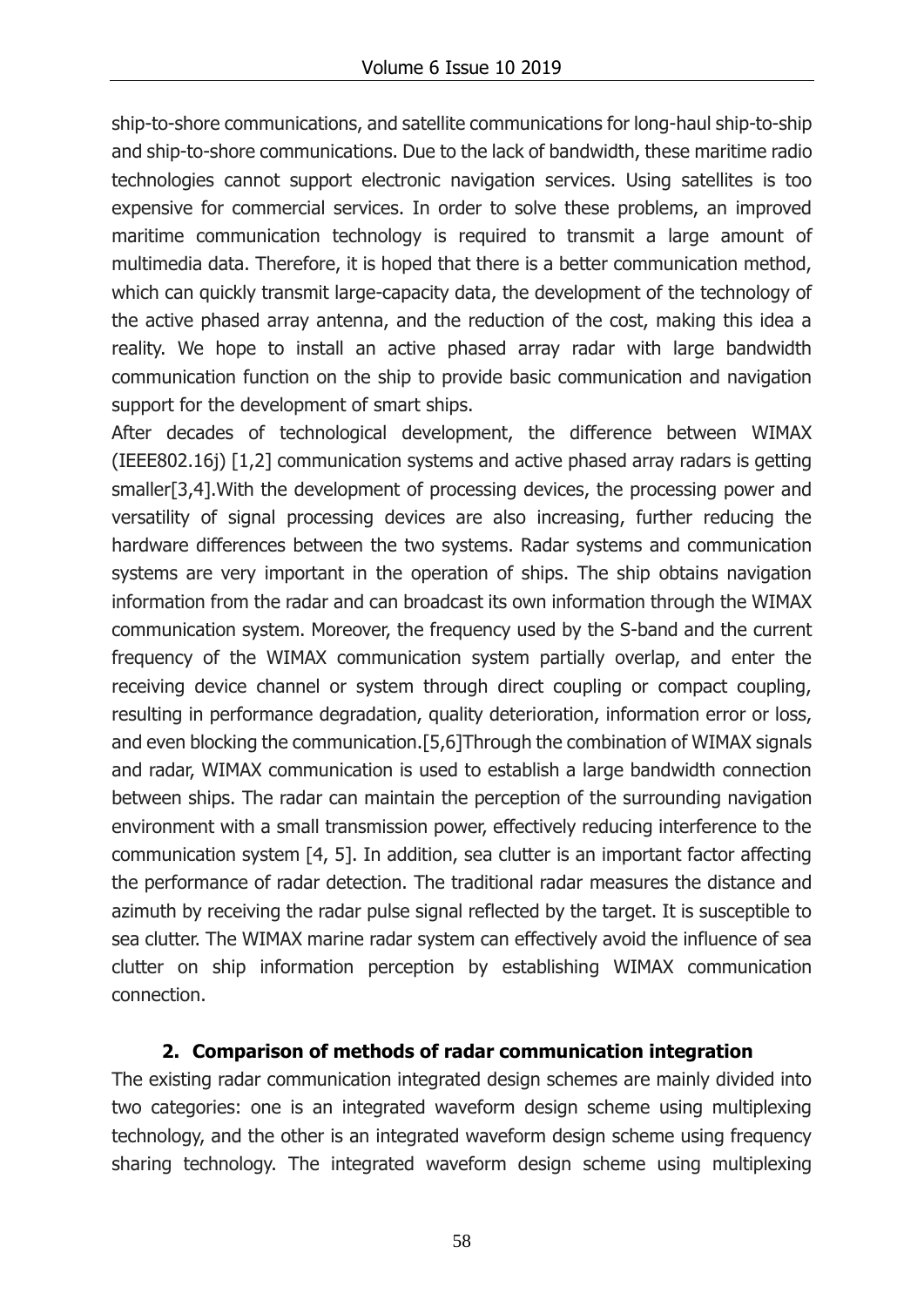ship-to-shore communications, and satellite communications for long-haul ship-to-ship and ship-to-shore communications. Due to the lack of bandwidth, these maritime radio technologies cannot support electronic navigation services. Using satellites is too expensive for commercial services. In order to solve these problems, an improved maritime communication technology is required to transmit a large amount of multimedia data. Therefore, it is hoped that there is a better communication method, which can quickly transmit large-capacity data, the development of the technology of the active phased array antenna, and the reduction of the cost, making this idea a reality. We hope to install an active phased array radar with large bandwidth communication function on the ship to provide basic communication and navigation support for the development of smart ships.

After decades of technological development, the difference between WIMAX (IEEE802.16j) [1,2] communication systems and active phased array radars is getting smaller[3,4].With the development of processing devices, the processing power and versatility of signal processing devices are also increasing, further reducing the hardware differences between the two systems. Radar systems and communication systems are very important in the operation of ships. The ship obtains navigation information from the radar and can broadcast its own information through the WIMAX communication system. Moreover, the frequency used by the S-band and the current frequency of the WIMAX communication system partially overlap, and enter the receiving device channel or system through direct coupling or compact coupling, resulting in performance degradation, quality deterioration, information error or loss, and even blocking the communication.[5,6]Through the combination of WIMAX signals and radar, WIMAX communication is used to establish a large bandwidth connection between ships. The radar can maintain the perception of the surrounding navigation environment with a small transmission power, effectively reducing interference to the communication system [4, 5]. In addition, sea clutter is an important factor affecting the performance of radar detection. The traditional radar measures the distance and azimuth by receiving the radar pulse signal reflected by the target. It is susceptible to sea clutter. The WIMAX marine radar system can effectively avoid the influence of sea clutter on ship information perception by establishing WIMAX communication connection.

## 2. Comparison of methods of radar communication integration

The existing radar communication integrated design schemes are mainly divided into two categories: one is an integrated waveform design scheme using multiplexing technology, and the other is an integrated waveform design scheme using frequency sharing technology. The integrated waveform design scheme using multiplexing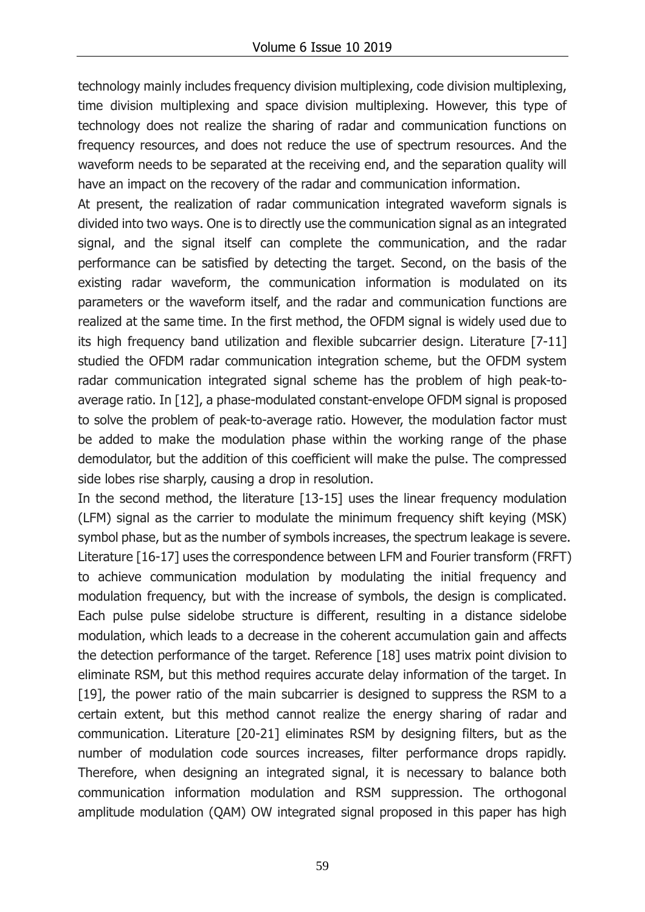technology mainly includes frequency division multiplexing, code division multiplexing, time division multiplexing and space division multiplexing. However, this type of technology does not realize the sharing of radar and communication functions on frequency resources, and does not reduce the use of spectrum resources. And the waveform needs to be separated at the receiving end, and the separation quality will have an impact on the recovery of the radar and communication information.

At present, the realization of radar communication integrated waveform signals is divided into two ways. One is to directly use the communication signal as an integrated signal, and the signal itself can complete the communication, and the radar performance can be satisfied by detecting the target. Second, on the basis of the existing radar waveform, the communication information is modulated on its parameters or the waveform itself, and the radar and communication functions are realized at the same time. In the first method, the OFDM signal is widely used due to its high frequency band utilization and flexible subcarrier design. Literature [7-11] studied the OFDM radar communication integration scheme, but the OFDM system radar communication integrated signal scheme has the problem of high peak-to-average ratio. In [12], a phase-modulated constant-envelope OFDM signal is proposed to solve the problem of peak-to-average ratio. However, the modulation factor must be added to make the modulation phase within the working range of the phase demodulator, but the addition of this coefficient will make the pulse. The compressed side lobes rise sharply, causing a drop in resolution.

In the second method, the literature [13-15] uses the linear frequency modulation (LFM) signal as the carrier to modulate the minimum frequency shift keying (MSK) symbol phase, but as the number of symbols increases, the spectrum leakage is severe. Literature [16-17] uses the correspondence between LFM and Fourier transform (FRFT) to achieve communication modulation by modulating the initial frequency and modulation frequency, but with the increase of symbols, the design is complicated. Each pulse pulse sidelobe structure is different, resulting in a distance sidelobe modulation, which leads to a decrease in the coherent accumulation gain and affects the detection performance of the target. Reference [18] uses matrix point division to eliminate RSM, but this method requires accurate delay information of the target. In [19], the power ratio of the main subcarrier is designed to suppress the RSM to a certain extent, but this method cannot realize the energy sharing of radar and communication. Literature [20-21] eliminates RSM by designing filters, but as the number of modulation code sources increases, filter performance drops rapidly. Therefore, when designing an integrated signal, it is necessary to balance both communication information modulation and RSM suppression. The orthogonal amplitude modulation (QAM) OW integrated signal proposed in this paper has high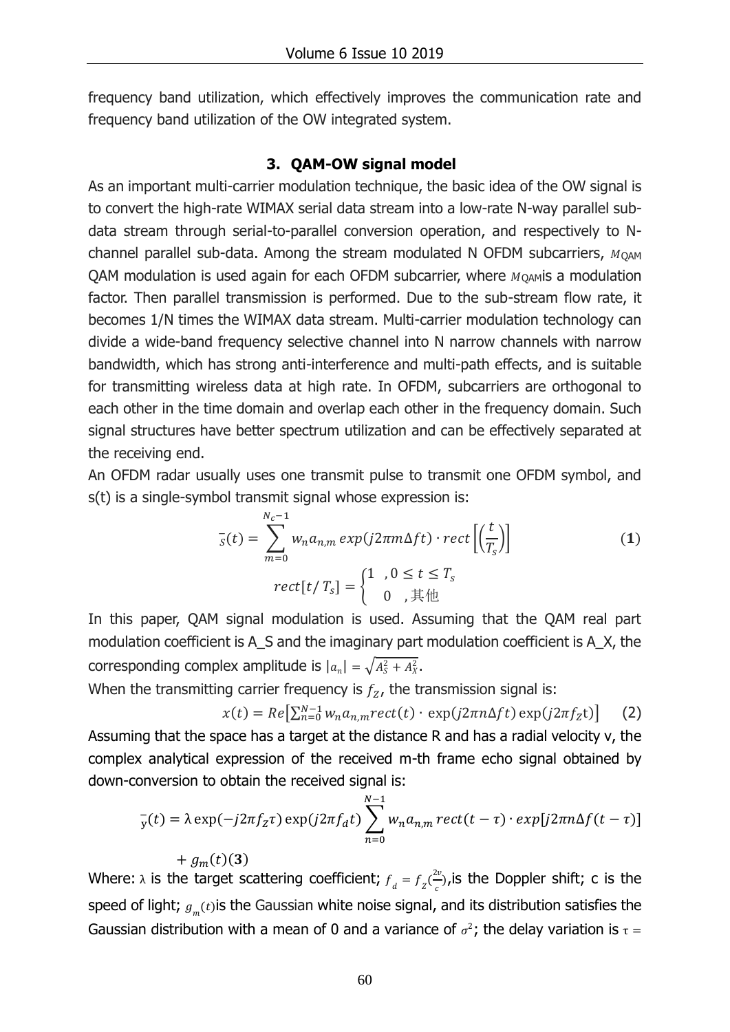frequency band utilization, which effectively improves the communication rate and frequency band utilization of the OW integrated system.

## 3. QAM-OW signal model

As an important multi-carrier modulation technique, the basic idea of the OW signal is to convert the high-rate WIMAX serial data stream into a low-rate N-way parallel sub-data stream through serial-to-parallel conversion operation, and respectively to N-channel parallel sub-data. Among the stream modulated N OFDM subcarriers, $M_{\text{QAM}}$ QAM modulation is used again for each OFDM subcarrier, where $M_{\text{QAM}}$is a modulation factor. Then parallel transmission is performed. Due to the sub-stream flow rate, it becomes 1/N times the WIMAX data stream. Multi-carrier modulation technology can divide a wide-band frequency selective channel into N narrow channels with narrow bandwidth, which has strong anti-interference and multi-path effects, and is suitable for transmitting wireless data at high rate. In OFDM, subcarriers are orthogonal to each other in the time domain and overlap each other in the frequency domain. Such signal structures have better spectrum utilization and can be effectively separated at the receiving end.

An OFDM radar usually uses one transmit pulse to transmit one OFDM symbol, and s(t) is a single-symbol transmit signal whose expression is:

$$\bar{s}(t) = \sum_{m=0}^{N_c-1} w_n a_{n,m} \exp(j2\pi m \Delta f t) \cdot rect\left[\left(\frac{t}{T_s}\right)\right] \tag{1}$$

$$rect[t/T_s] = \begin{cases} 1 & ,0 \leq t \leq T_s \\ 0 & ,\text{其他} \end{cases}$$

In this paper, QAM signal modulation is used. Assuming that the QAM real part modulation coefficient is A_S and the imaginary part modulation coefficient is A_X, the corresponding complex amplitude is $|a_n| = \sqrt{A_S^2 + A_X^2}$.

When the transmitting carrier frequency is $f_Z$, the transmission signal is:

$$x(t) = Re\left[\sum_{n=0}^{N-1} w_n a_{n,m} rect(t) \cdot \exp(j2\pi n \Delta f t) \exp(j2\pi f_Z t)\right] \tag{2}$$

Assuming that the space has a target at the distance R and has a radial velocity v, the complex analytical expression of the received m-th frame echo signal obtained by down-conversion to obtain the received signal is:

$$\bar{y}(t) = \lambda \exp(-j2\pi f_Z \tau) \exp(j2\pi f_d t) \sum_{n=0}^{N-1} w_n a_{n,m} \, rect(t-\tau) \cdot exp[j2\pi n \Delta f (t-\tau)] + g_m(t) \tag{3}$$

Where: $\lambda$ is the target scattering coefficient; $f_d = f_Z(\frac{2v}{c})$,is the Doppler shift; c is the speed of light; $g_m(t)$is the Gaussian white noise signal, and its distribution satisfies the Gaussian distribution with a mean of 0 and a variance of $\sigma^2$; the delay variation is $\tau =$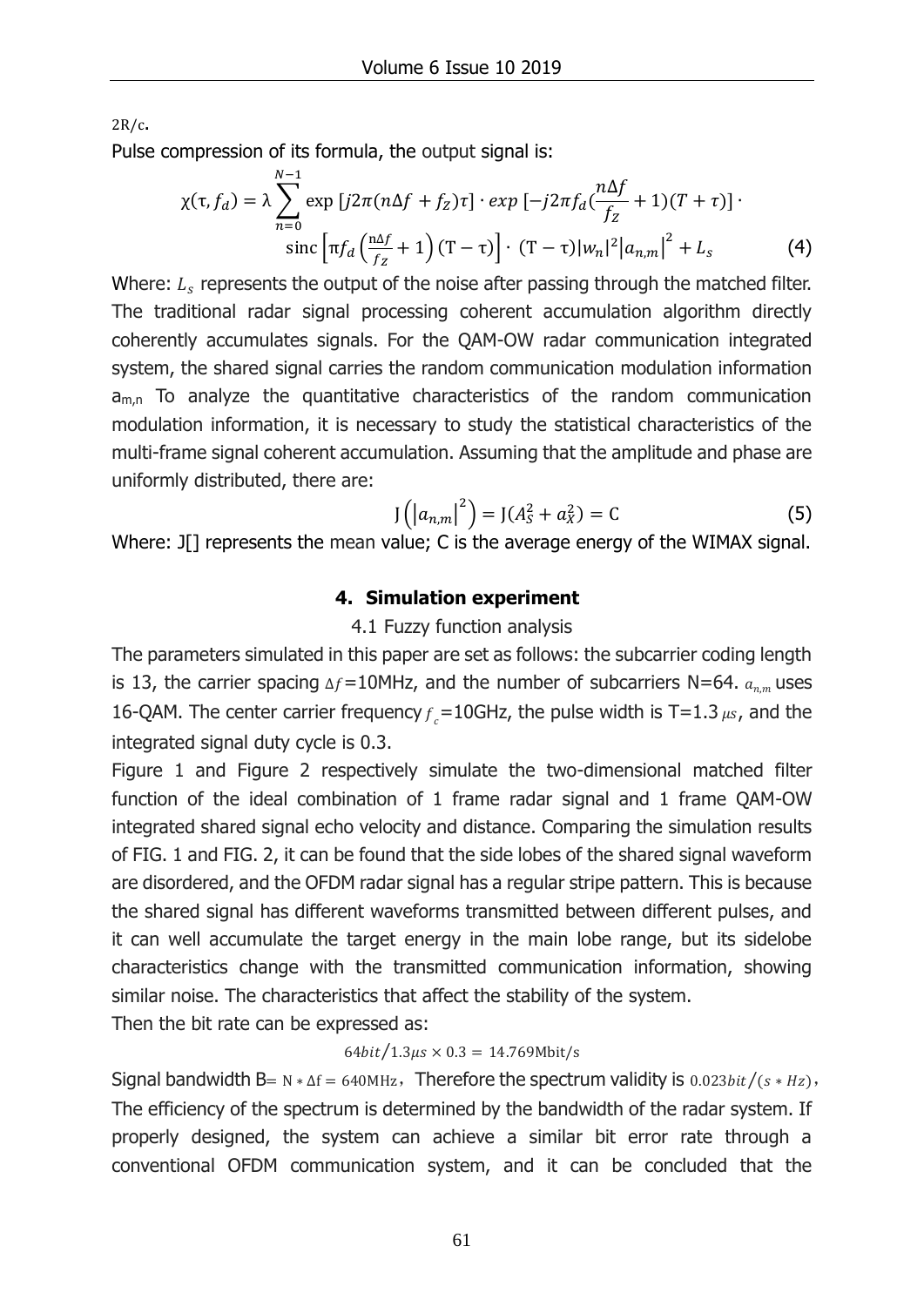2R/c.

Pulse compression of its formula, the output signal is:

$$\chi(\tau, f_d) = \lambda \sum_{n=0}^{N-1} \exp\left[j2\pi(n\Delta f + f_Z)\tau\right] \cdot exp\left[-j2\pi f_d\left(\frac{n\Delta f}{f_Z} + 1\right)(T + \tau)\right] \cdot \operatorname{sinc}\left[\pi f_d\left(\frac{n\Delta f}{f_Z} + 1\right)(T - \tau)\right] \cdot (T - \tau)|w_n|^2 \left|a_{n,m}\right|^2 + L_s \tag{4}$$

Where: $L_s$ represents the output of the noise after passing through the matched filter. The traditional radar signal processing coherent accumulation algorithm directly coherently accumulates signals. For the QAM-OW radar communication integrated system, the shared signal carries the random communication modulation information $a_{m,n}$ To analyze the quantitative characteristics of the random communication modulation information, it is necessary to study the statistical characteristics of the multi-frame signal coherent accumulation. Assuming that the amplitude and phase are uniformly distributed, there are:

$$J\left(\left|a_{n,m}\right|^2\right) = J(A_S^2 + a_X^2) = C \tag{5}$$

Where: J[] represents the mean value; C is the average energy of the WIMAX signal.

## 4. Simulation experiment

### 4.1 Fuzzy function analysis

The parameters simulated in this paper are set as follows: the subcarrier coding length is 13, the carrier spacing $\Delta f$=10MHz, and the number of subcarriers N=64. $a_{n,m}$ uses 16-QAM. The center carrier frequency $f_c$=10GHz, the pulse width is T=1.3 $\mu s$, and the integrated signal duty cycle is 0.3.

Figure 1 and Figure 2 respectively simulate the two-dimensional matched filter function of the ideal combination of 1 frame radar signal and 1 frame QAM-OW integrated shared signal echo velocity and distance. Comparing the simulation results of FIG. 1 and FIG. 2, it can be found that the side lobes of the shared signal waveform are disordered, and the OFDM radar signal has a regular stripe pattern. This is because the shared signal has different waveforms transmitted between different pulses, and it can well accumulate the target energy in the main lobe range, but its sidelobe characteristics change with the transmitted communication information, showing similar noise. The characteristics that affect the stability of the system.

Then the bit rate can be expressed as:

$$64bit/1.3\mu s \times 0.3 = 14.769\text{Mbit/s}$$

Signal bandwidth B= $N * \Delta f = 640\text{MHz}$, Therefore the spectrum validity is $0.023bit/(s * Hz)$, The efficiency of the spectrum is determined by the bandwidth of the radar system. If properly designed, the system can achieve a similar bit error rate through a conventional OFDM communication system, and it can be concluded that the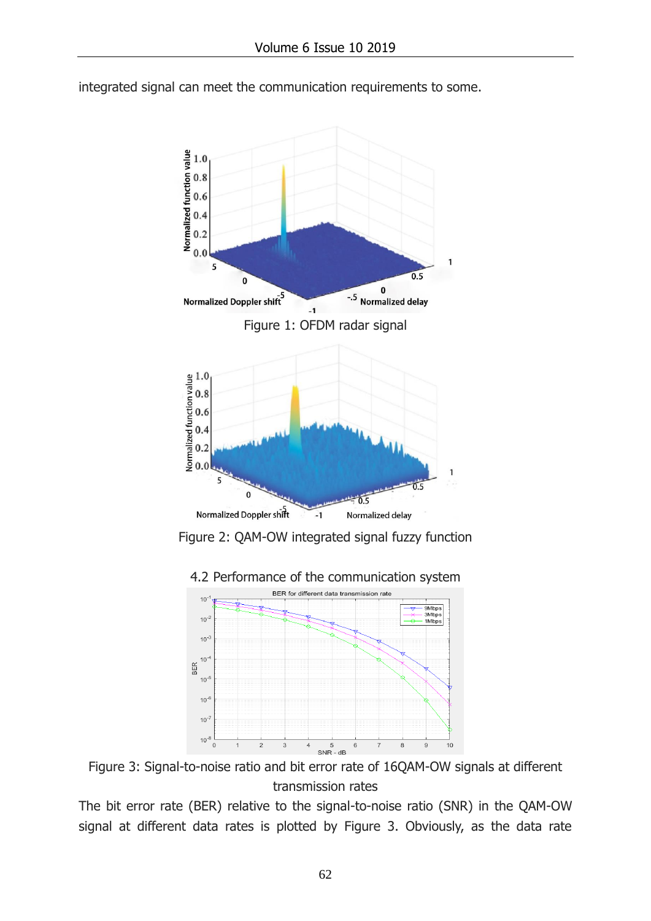integrated signal can meet the communication requirements to some.

Figure 1: OFDM radar signal

Figure 2: QAM-OW integrated signal fuzzy function

## 4.2 Performance of the communication system

Figure 3: Signal-to-noise ratio and bit error rate of 16QAM-OW signals at different transmission rates

The bit error rate (BER) relative to the signal-to-noise ratio (SNR) in the QAM-OW signal at different data rates is plotted by Figure 3. Obviously, as the data rate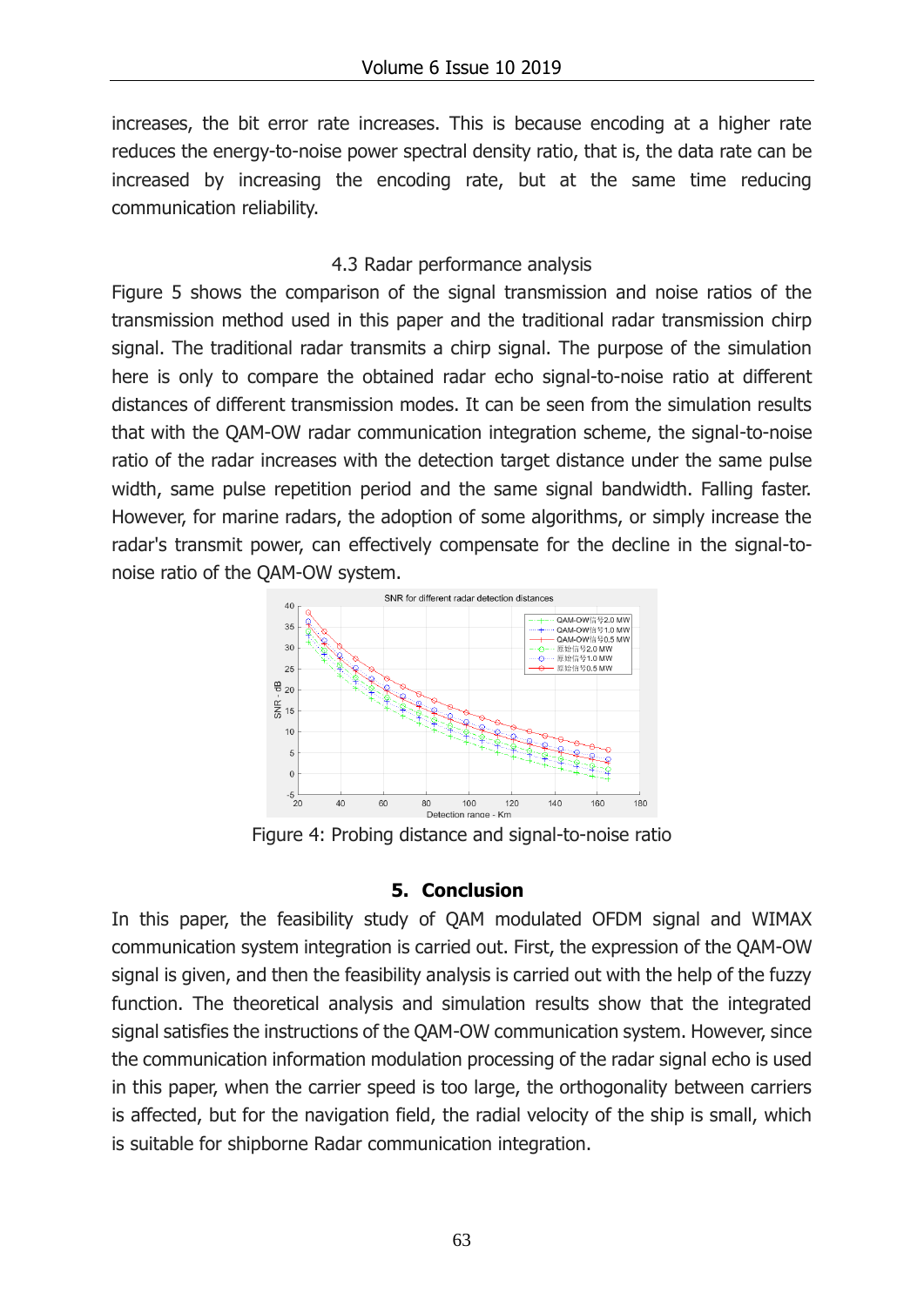increases, the bit error rate increases. This is because encoding at a higher rate reduces the energy-to-noise power spectral density ratio, that is, the data rate can be increased by increasing the encoding rate, but at the same time reducing communication reliability.

### 4.3 Radar performance analysis

Figure 5 shows the comparison of the signal transmission and noise ratios of the transmission method used in this paper and the traditional radar transmission chirp signal. The traditional radar transmits a chirp signal. The purpose of the simulation here is only to compare the obtained radar echo signal-to-noise ratio at different distances of different transmission modes. It can be seen from the simulation results that with the QAM-OW radar communication integration scheme, the signal-to-noise ratio of the radar increases with the detection target distance under the same pulse width, same pulse repetition period and the same signal bandwidth. Falling faster. However, for marine radars, the adoption of some algorithms, or simply increase the radar's transmit power, can effectively compensate for the decline in the signal-to-noise ratio of the QAM-OW system.

Figure 4: Probing distance and signal-to-noise ratio

## 5. Conclusion

In this paper, the feasibility study of QAM modulated OFDM signal and WIMAX communication system integration is carried out. First, the expression of the QAM-OW signal is given, and then the feasibility analysis is carried out with the help of the fuzzy function. The theoretical analysis and simulation results show that the integrated signal satisfies the instructions of the QAM-OW communication system. However, since the communication information modulation processing of the radar signal echo is used in this paper, when the carrier speed is too large, the orthogonality between carriers is affected, but for the navigation field, the radial velocity of the ship is small, which is suitable for shipborne Radar communication integration.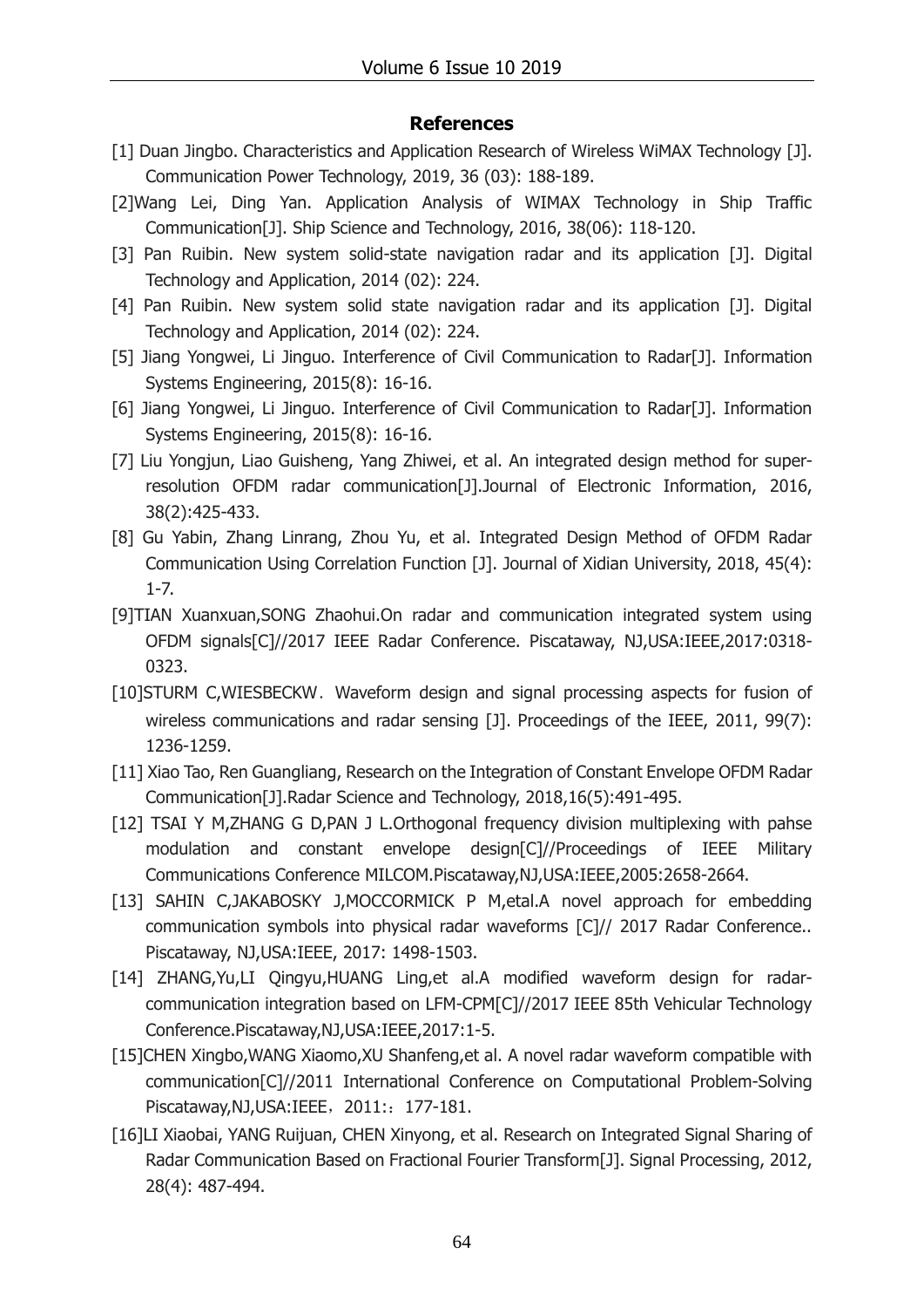## References

[1] Duan Jingbo. Characteristics and Application Research of Wireless WiMAX Technology [J]. Communication Power Technology, 2019, 36 (03): 188-189.

[2]Wang Lei, Ding Yan. Application Analysis of WIMAX Technology in Ship Traffic Communication[J]. Ship Science and Technology, 2016, 38(06): 118-120.

[3] Pan Ruibin. New system solid-state navigation radar and its application [J]. Digital Technology and Application, 2014 (02): 224.

[4] Pan Ruibin. New system solid state navigation radar and its application [J]. Digital Technology and Application, 2014 (02): 224.

[5] Jiang Yongwei, Li Jinguo. Interference of Civil Communication to Radar[J]. Information Systems Engineering, 2015(8): 16-16.

[6] Jiang Yongwei, Li Jinguo. Interference of Civil Communication to Radar[J]. Information Systems Engineering, 2015(8): 16-16.

[7] Liu Yongjun, Liao Guisheng, Yang Zhiwei, et al. An integrated design method for super-resolution OFDM radar communication[J].Journal of Electronic Information, 2016, 38(2):425-433.

[8] Gu Yabin, Zhang Linrang, Zhou Yu, et al. Integrated Design Method of OFDM Radar Communication Using Correlation Function [J]. Journal of Xidian University, 2018, 45(4): 1-7.

[9]TIAN Xuanxuan,SONG Zhaohui.On radar and communication integrated system using OFDM signals[C]//2017 IEEE Radar Conference. Piscataway, NJ,USA:IEEE,2017:0318-0323.

[10]STURM C,WIESBECKW．Waveform design and signal processing aspects for fusion of wireless communications and radar sensing [J]. Proceedings of the IEEE, 2011, 99(7): 1236-1259.

[11] Xiao Tao, Ren Guangliang, Research on the Integration of Constant Envelope OFDM Radar Communication[J].Radar Science and Technology, 2018,16(5):491-495.

[12] TSAI Y M,ZHANG G D,PAN J L.Orthogonal frequency division multiplexing with pahse modulation and constant envelope design[C]//Proceedings of IEEE Military Communications Conference MILCOM.Piscataway,NJ,USA:IEEE,2005:2658-2664.

[13] SAHIN C,JAKABOSKY J,MOCCORMICK P M,etal.A novel approach for embedding communication symbols into physical radar waveforms [C]// 2017 Radar Conference.. Piscataway, NJ,USA:IEEE, 2017: 1498-1503.

[14] ZHANG,Yu,LI Qingyu,HUANG Ling,et al.A modified waveform design for radar-communication integration based on LFM-CPM[C]//2017 IEEE 85th Vehicular Technology Conference.Piscataway,NJ,USA:IEEE,2017:1-5.

[15]CHEN Xingbo,WANG Xiaomo,XU Shanfeng,et al. A novel radar waveform compatible with communication[C]//2011 International Conference on Computational Problem-Solving Piscataway,NJ,USA:IEEE，2011:：177-181.

[16]LI Xiaobai, YANG Ruijuan, CHEN Xinyong, et al. Research on Integrated Signal Sharing of Radar Communication Based on Fractional Fourier Transform[J]. Signal Processing, 2012, 28(4): 487-494.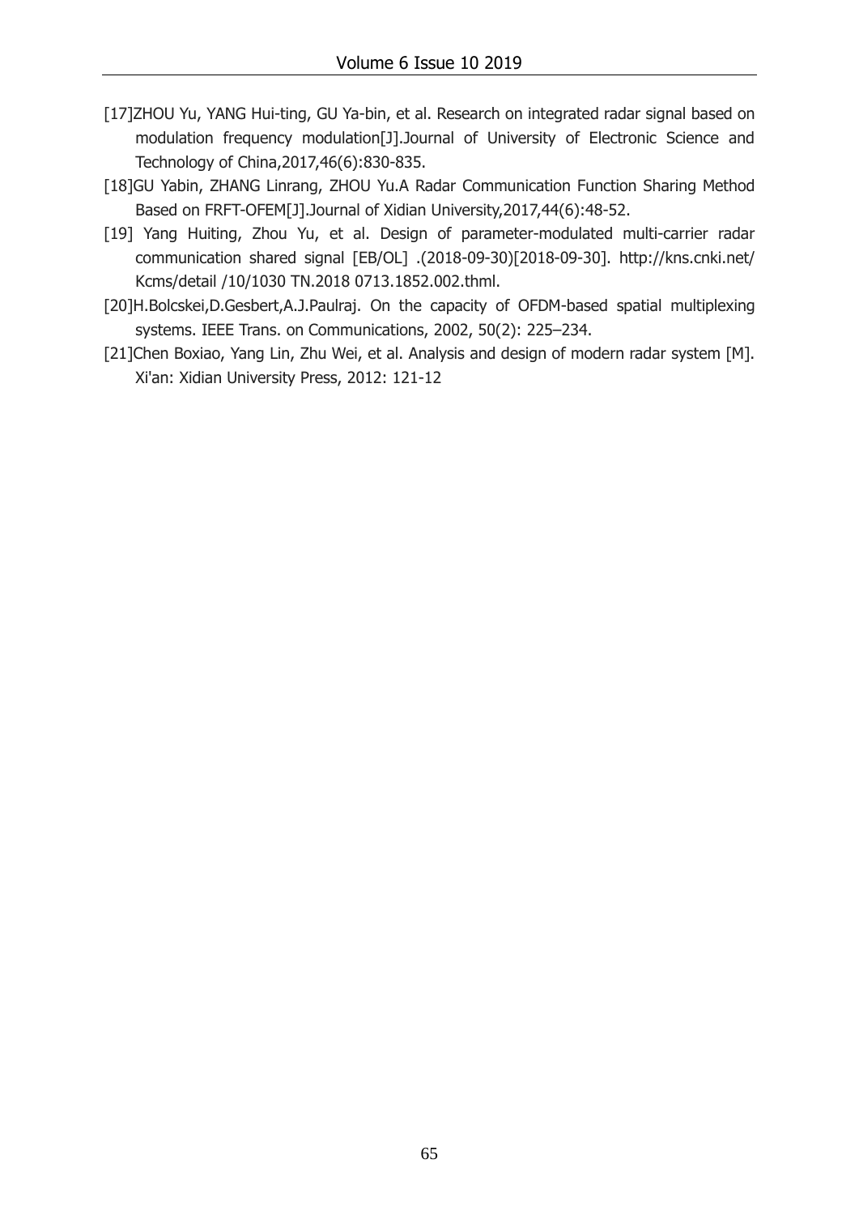[17]ZHOU Yu, YANG Hui-ting, GU Ya-bin, et al. Research on integrated radar signal based on modulation frequency modulation[J].Journal of University of Electronic Science and Technology of China,2017,46(6):830-835.

[18]GU Yabin, ZHANG Linrang, ZHOU Yu.A Radar Communication Function Sharing Method Based on FRFT-OFEM[J].Journal of Xidian University,2017,44(6):48-52.

[19] Yang Huiting, Zhou Yu, et al. Design of parameter-modulated multi-carrier radar communication shared signal [EB/OL] .(2018-09-30)[2018-09-30]. http://kns.cnki.net/ Kcms/detail /10/1030 TN.2018 0713.1852.002.thml.

[20]H.Bolcskei,D.Gesbert,A.J.Paulraj. On the capacity of OFDM-based spatial multiplexing systems. IEEE Trans. on Communications, 2002, 50(2): 225–234.

[21]Chen Boxiao, Yang Lin, Zhu Wei, et al. Analysis and design of modern radar system [M]. Xi'an: Xidian University Press, 2012: 121-12